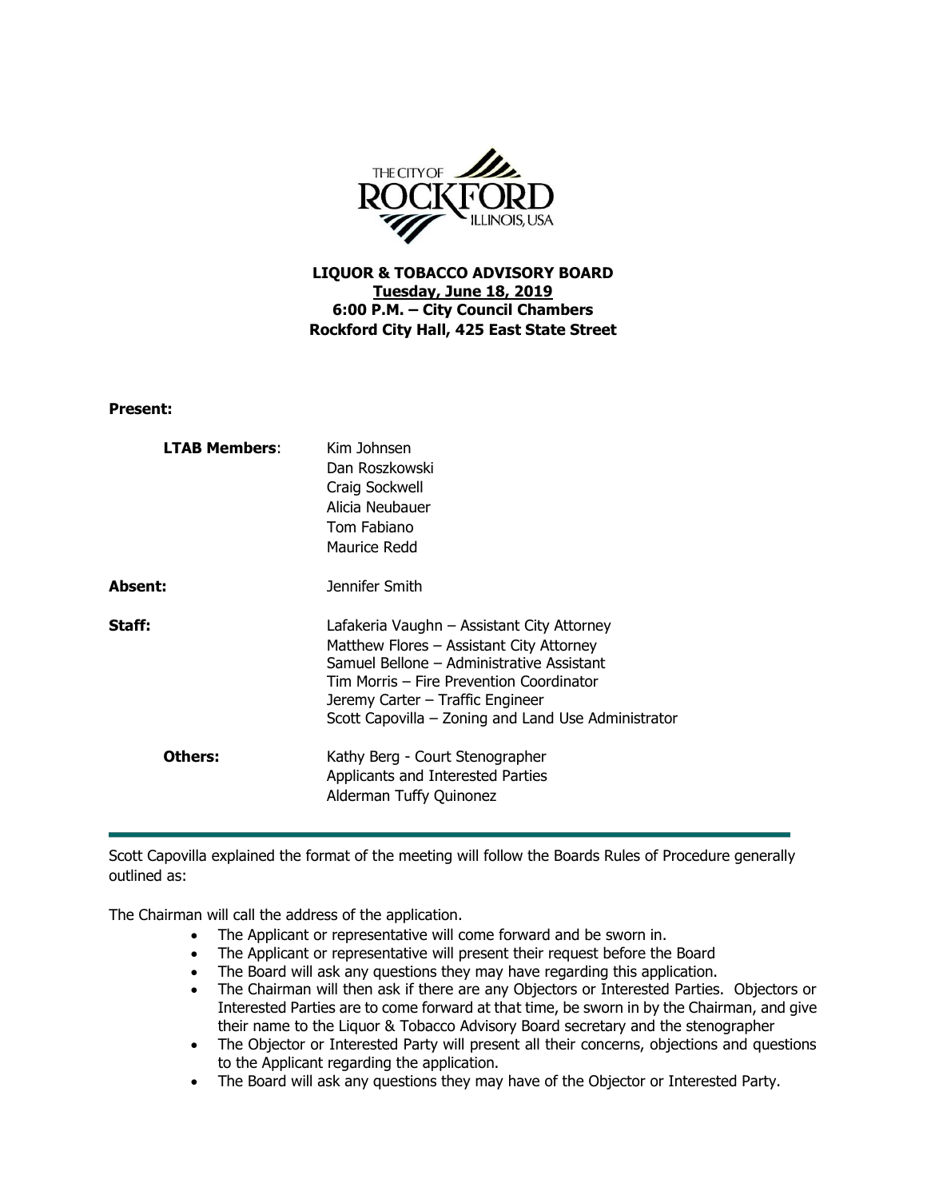**LIQUOR & TOBACCO ADVISORY BOARD**
**Tuesday, June 18, 2019**
**6:00 P.M. – City Council Chambers**
**Rockford City Hall, 425 East State Street**

**Present:**

**LTAB Members**: Kim Johnsen
Dan Roszkowski
Craig Sockwell
Alicia Neubauer
Tom Fabiano
Maurice Redd

**Absent:** Jennifer Smith

**Staff:** Lafakeria Vaughn – Assistant City Attorney
Matthew Flores – Assistant City Attorney
Samuel Bellone – Administrative Assistant
Tim Morris – Fire Prevention Coordinator
Jeremy Carter – Traffic Engineer
Scott Capovilla – Zoning and Land Use Administrator

**Others:** Kathy Berg - Court Stenographer
Applicants and Interested Parties
Alderman Tuffy Quinonez

---

Scott Capovilla explained the format of the meeting will follow the Boards Rules of Procedure generally outlined as:

The Chairman will call the address of the application.

- The Applicant or representative will come forward and be sworn in.
- The Applicant or representative will present their request before the Board
- The Board will ask any questions they may have regarding this application.
- The Chairman will then ask if there are any Objectors or Interested Parties. Objectors or Interested Parties are to come forward at that time, be sworn in by the Chairman, and give their name to the Liquor & Tobacco Advisory Board secretary and the stenographer
- The Objector or Interested Party will present all their concerns, objections and questions to the Applicant regarding the application.
- The Board will ask any questions they may have of the Objector or Interested Party.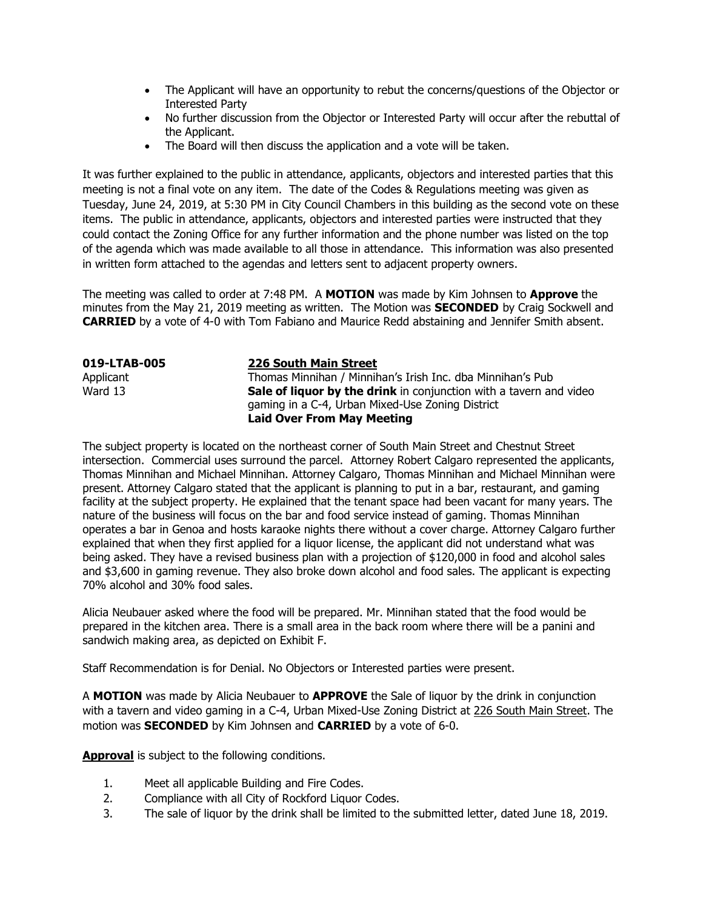- The Applicant will have an opportunity to rebut the concerns/questions of the Objector or Interested Party
- No further discussion from the Objector or Interested Party will occur after the rebuttal of the Applicant.
- The Board will then discuss the application and a vote will be taken.

It was further explained to the public in attendance, applicants, objectors and interested parties that this meeting is not a final vote on any item. The date of the Codes & Regulations meeting was given as Tuesday, June 24, 2019, at 5:30 PM in City Council Chambers in this building as the second vote on these items. The public in attendance, applicants, objectors and interested parties were instructed that they could contact the Zoning Office for any further information and the phone number was listed on the top of the agenda which was made available to all those in attendance. This information was also presented in written form attached to the agendas and letters sent to adjacent property owners.

The meeting was called to order at 7:48 PM. A **MOTION** was made by Kim Johnsen to **Approve** the minutes from the May 21, 2019 meeting as written. The Motion was **SECONDED** by Craig Sockwell and **CARRIED** by a vote of 4-0 with Tom Fabiano and Maurice Redd abstaining and Jennifer Smith absent.

**019-LTAB-005** — **226 South Main Street**
Applicant — Thomas Minnihan / Minnihan's Irish Inc. dba Minnihan's Pub
Ward 13 — **Sale of liquor by the drink** in conjunction with a tavern and video gaming in a C-4, Urban Mixed-Use Zoning District
**Laid Over From May Meeting**

The subject property is located on the northeast corner of South Main Street and Chestnut Street intersection. Commercial uses surround the parcel. Attorney Robert Calgaro represented the applicants, Thomas Minnihan and Michael Minnihan. Attorney Calgaro, Thomas Minnihan and Michael Minnihan were present. Attorney Calgaro stated that the applicant is planning to put in a bar, restaurant, and gaming facility at the subject property. He explained that the tenant space had been vacant for many years. The nature of the business will focus on the bar and food service instead of gaming. Thomas Minnihan operates a bar in Genoa and hosts karaoke nights there without a cover charge. Attorney Calgaro further explained that when they first applied for a liquor license, the applicant did not understand what was being asked. They have a revised business plan with a projection of $120,000 in food and alcohol sales and $3,600 in gaming revenue. They also broke down alcohol and food sales. The applicant is expecting 70% alcohol and 30% food sales.

Alicia Neubauer asked where the food will be prepared. Mr. Minnihan stated that the food would be prepared in the kitchen area. There is a small area in the back room where there will be a panini and sandwich making area, as depicted on Exhibit F.

Staff Recommendation is for Denial. No Objectors or Interested parties were present.

A **MOTION** was made by Alicia Neubauer to **APPROVE** the Sale of liquor by the drink in conjunction with a tavern and video gaming in a C-4, Urban Mixed-Use Zoning District at 226 South Main Street. The motion was **SECONDED** by Kim Johnsen and **CARRIED** by a vote of 6-0.

**Approval** is subject to the following conditions.

1. Meet all applicable Building and Fire Codes.
2. Compliance with all City of Rockford Liquor Codes.
3. The sale of liquor by the drink shall be limited to the submitted letter, dated June 18, 2019.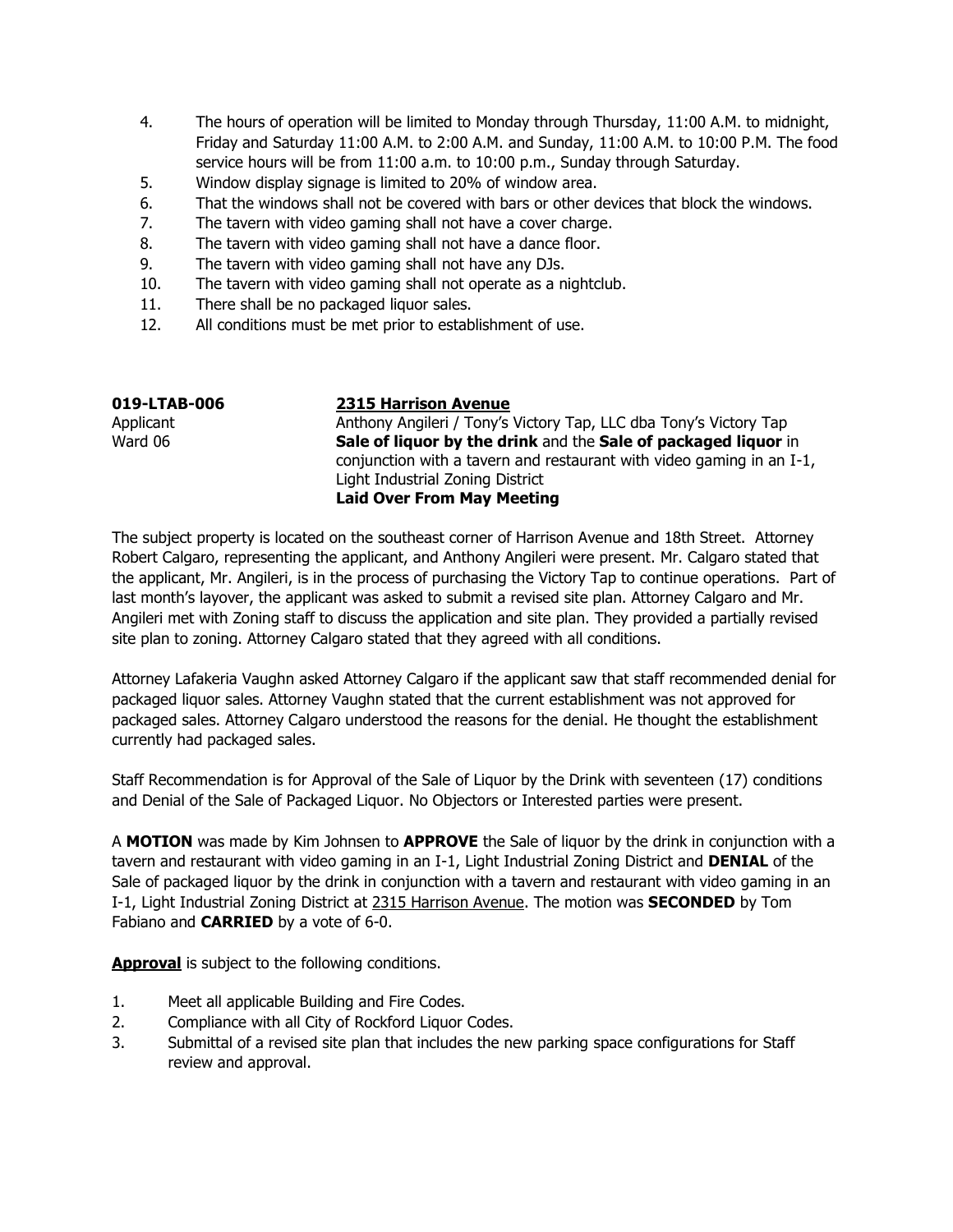4. The hours of operation will be limited to Monday through Thursday, 11:00 A.M. to midnight, Friday and Saturday 11:00 A.M. to 2:00 A.M. and Sunday, 11:00 A.M. to 10:00 P.M. The food service hours will be from 11:00 a.m. to 10:00 p.m., Sunday through Saturday.
5. Window display signage is limited to 20% of window area.
6. That the windows shall not be covered with bars or other devices that block the windows.
7. The tavern with video gaming shall not have a cover charge.
8. The tavern with video gaming shall not have a dance floor.
9. The tavern with video gaming shall not have any DJs.
10. The tavern with video gaming shall not operate as a nightclub.
11. There shall be no packaged liquor sales.
12. All conditions must be met prior to establishment of use.

**019-LTAB-006** **2315 Harrison Avenue**
Applicant: Anthony Angileri / Tony's Victory Tap, LLC dba Tony's Victory Tap
Ward 06: **Sale of liquor by the drink** and the **Sale of packaged liquor** in conjunction with a tavern and restaurant with video gaming in an I-1, Light Industrial Zoning District
**Laid Over From May Meeting**

The subject property is located on the southeast corner of Harrison Avenue and 18th Street. Attorney Robert Calgaro, representing the applicant, and Anthony Angileri were present. Mr. Calgaro stated that the applicant, Mr. Angileri, is in the process of purchasing the Victory Tap to continue operations. Part of last month's layover, the applicant was asked to submit a revised site plan. Attorney Calgaro and Mr. Angileri met with Zoning staff to discuss the application and site plan. They provided a partially revised site plan to zoning. Attorney Calgaro stated that they agreed with all conditions.

Attorney Lafakeria Vaughn asked Attorney Calgaro if the applicant saw that staff recommended denial for packaged liquor sales. Attorney Vaughn stated that the current establishment was not approved for packaged sales. Attorney Calgaro understood the reasons for the denial. He thought the establishment currently had packaged sales.

Staff Recommendation is for Approval of the Sale of Liquor by the Drink with seventeen (17) conditions and Denial of the Sale of Packaged Liquor. No Objectors or Interested parties were present.

A **MOTION** was made by Kim Johnsen to **APPROVE** the Sale of liquor by the drink in conjunction with a tavern and restaurant with video gaming in an I-1, Light Industrial Zoning District and **DENIAL** of the Sale of packaged liquor by the drink in conjunction with a tavern and restaurant with video gaming in an I-1, Light Industrial Zoning District at 2315 Harrison Avenue. The motion was **SECONDED** by Tom Fabiano and **CARRIED** by a vote of 6-0.

**Approval** is subject to the following conditions.

1. Meet all applicable Building and Fire Codes.
2. Compliance with all City of Rockford Liquor Codes.
3. Submittal of a revised site plan that includes the new parking space configurations for Staff review and approval.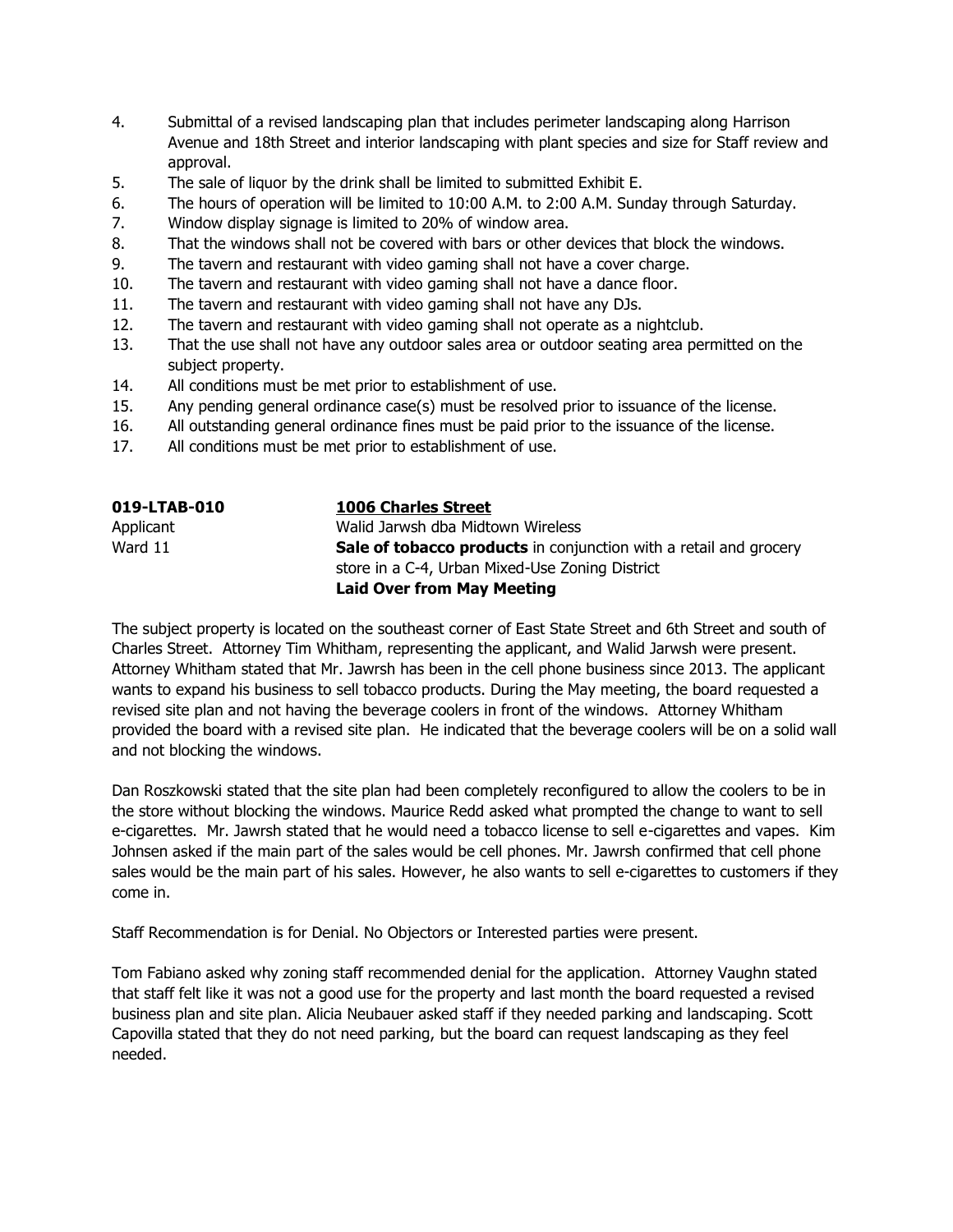4. Submittal of a revised landscaping plan that includes perimeter landscaping along Harrison Avenue and 18th Street and interior landscaping with plant species and size for Staff review and approval.
5. The sale of liquor by the drink shall be limited to submitted Exhibit E.
6. The hours of operation will be limited to 10:00 A.M. to 2:00 A.M. Sunday through Saturday.
7. Window display signage is limited to 20% of window area.
8. That the windows shall not be covered with bars or other devices that block the windows.
9. The tavern and restaurant with video gaming shall not have a cover charge.
10. The tavern and restaurant with video gaming shall not have a dance floor.
11. The tavern and restaurant with video gaming shall not have any DJs.
12. The tavern and restaurant with video gaming shall not operate as a nightclub.
13. That the use shall not have any outdoor sales area or outdoor seating area permitted on the subject property.
14. All conditions must be met prior to establishment of use.
15. Any pending general ordinance case(s) must be resolved prior to issuance of the license.
16. All outstanding general ordinance fines must be paid prior to the issuance of the license.
17. All conditions must be met prior to establishment of use.

**019-LTAB-010** **1006 Charles Street**
Applicant Walid Jarwsh dba Midtown Wireless
Ward 11 **Sale of tobacco products** in conjunction with a retail and grocery store in a C-4, Urban Mixed-Use Zoning District
**Laid Over from May Meeting**

The subject property is located on the southeast corner of East State Street and 6th Street and south of Charles Street. Attorney Tim Whitham, representing the applicant, and Walid Jarwsh were present. Attorney Whitham stated that Mr. Jawrsh has been in the cell phone business since 2013. The applicant wants to expand his business to sell tobacco products. During the May meeting, the board requested a revised site plan and not having the beverage coolers in front of the windows. Attorney Whitham provided the board with a revised site plan. He indicated that the beverage coolers will be on a solid wall and not blocking the windows.

Dan Roszkowski stated that the site plan had been completely reconfigured to allow the coolers to be in the store without blocking the windows. Maurice Redd asked what prompted the change to want to sell e-cigarettes. Mr. Jawrsh stated that he would need a tobacco license to sell e-cigarettes and vapes. Kim Johnsen asked if the main part of the sales would be cell phones. Mr. Jawrsh confirmed that cell phone sales would be the main part of his sales. However, he also wants to sell e-cigarettes to customers if they come in.

Staff Recommendation is for Denial. No Objectors or Interested parties were present.

Tom Fabiano asked why zoning staff recommended denial for the application. Attorney Vaughn stated that staff felt like it was not a good use for the property and last month the board requested a revised business plan and site plan. Alicia Neubauer asked staff if they needed parking and landscaping. Scott Capovilla stated that they do not need parking, but the board can request landscaping as they feel needed.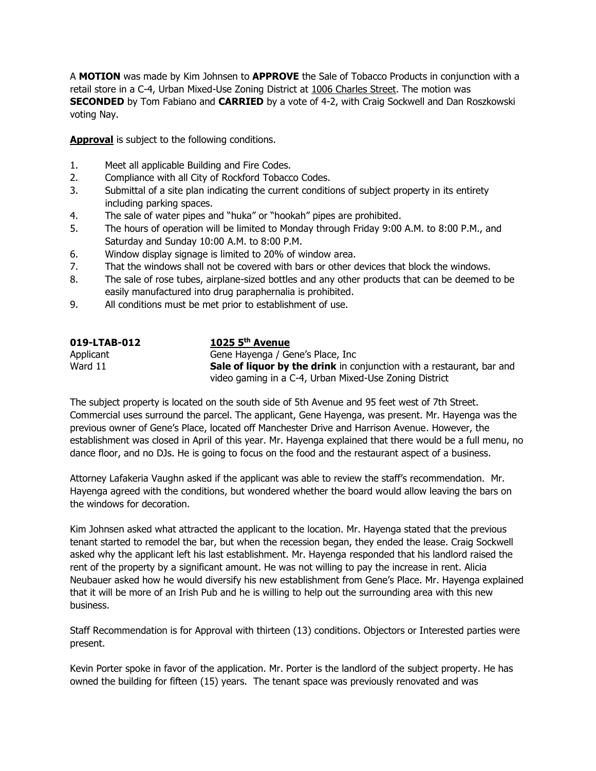A **MOTION** was made by Kim Johnsen to **APPROVE** the Sale of Tobacco Products in conjunction with a retail store in a C-4, Urban Mixed-Use Zoning District at 1006 Charles Street. The motion was **SECONDED** by Tom Fabiano and **CARRIED** by a vote of 4-2, with Craig Sockwell and Dan Roszkowski voting Nay.

**Approval** is subject to the following conditions.

1. Meet all applicable Building and Fire Codes.
2. Compliance with all City of Rockford Tobacco Codes.
3. Submittal of a site plan indicating the current conditions of subject property in its entirety including parking spaces.
4. The sale of water pipes and "huka" or "hookah" pipes are prohibited.
5. The hours of operation will be limited to Monday through Friday 9:00 A.M. to 8:00 P.M., and Saturday and Sunday 10:00 A.M. to 8:00 P.M.
6. Window display signage is limited to 20% of window area.
7. That the windows shall not be covered with bars or other devices that block the windows.
8. The sale of rose tubes, airplane-sized bottles and any other products that can be deemed to be easily manufactured into drug paraphernalia is prohibited.
9. All conditions must be met prior to establishment of use.

**019-LTAB-012** — **1025 5th Avenue**
Applicant — Gene Hayenga / Gene's Place, Inc
Ward 11 — **Sale of liquor by the drink** in conjunction with a restaurant, bar and video gaming in a C-4, Urban Mixed-Use Zoning District

The subject property is located on the south side of 5th Avenue and 95 feet west of 7th Street. Commercial uses surround the parcel. The applicant, Gene Hayenga, was present. Mr. Hayenga was the previous owner of Gene's Place, located off Manchester Drive and Harrison Avenue. However, the establishment was closed in April of this year. Mr. Hayenga explained that there would be a full menu, no dance floor, and no DJs. He is going to focus on the food and the restaurant aspect of a business.

Attorney Lafakeria Vaughn asked if the applicant was able to review the staff's recommendation. Mr. Hayenga agreed with the conditions, but wondered whether the board would allow leaving the bars on the windows for decoration.

Kim Johnsen asked what attracted the applicant to the location. Mr. Hayenga stated that the previous tenant started to remodel the bar, but when the recession began, they ended the lease. Craig Sockwell asked why the applicant left his last establishment. Mr. Hayenga responded that his landlord raised the rent of the property by a significant amount. He was not willing to pay the increase in rent. Alicia Neubauer asked how he would diversify his new establishment from Gene's Place. Mr. Hayenga explained that it will be more of an Irish Pub and he is willing to help out the surrounding area with this new business.

Staff Recommendation is for Approval with thirteen (13) conditions. Objectors or Interested parties were present.

Kevin Porter spoke in favor of the application. Mr. Porter is the landlord of the subject property. He has owned the building for fifteen (15) years. The tenant space was previously renovated and was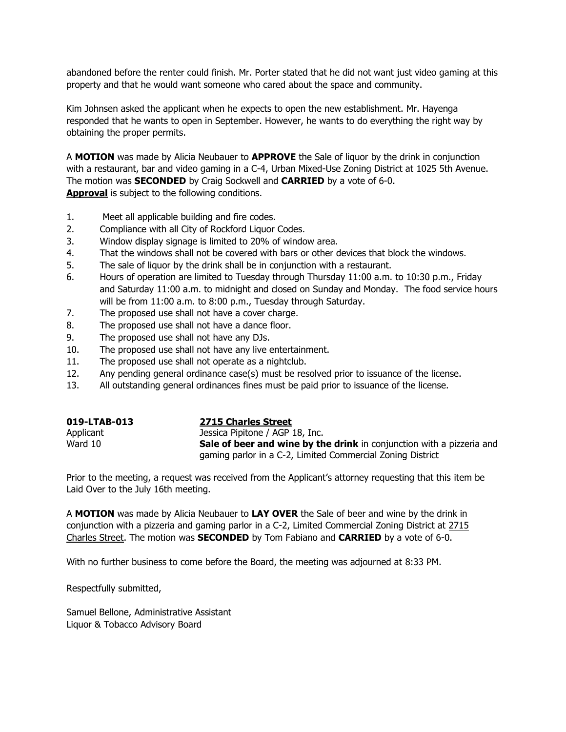abandoned before the renter could finish. Mr. Porter stated that he did not want just video gaming at this property and that he would want someone who cared about the space and community.

Kim Johnsen asked the applicant when he expects to open the new establishment. Mr. Hayenga responded that he wants to open in September. However, he wants to do everything the right way by obtaining the proper permits.

A **MOTION** was made by Alicia Neubauer to **APPROVE** the Sale of liquor by the drink in conjunction with a restaurant, bar and video gaming in a C-4, Urban Mixed-Use Zoning District at 1025 5th Avenue. The motion was **SECONDED** by Craig Sockwell and **CARRIED** by a vote of 6-0.
**Approval** is subject to the following conditions.

1. Meet all applicable building and fire codes.
2. Compliance with all City of Rockford Liquor Codes.
3. Window display signage is limited to 20% of window area.
4. That the windows shall not be covered with bars or other devices that block the windows.
5. The sale of liquor by the drink shall be in conjunction with a restaurant.
6. Hours of operation are limited to Tuesday through Thursday 11:00 a.m. to 10:30 p.m., Friday and Saturday 11:00 a.m. to midnight and closed on Sunday and Monday. The food service hours will be from 11:00 a.m. to 8:00 p.m., Tuesday through Saturday.
7. The proposed use shall not have a cover charge.
8. The proposed use shall not have a dance floor.
9. The proposed use shall not have any DJs.
10. The proposed use shall not have any live entertainment.
11. The proposed use shall not operate as a nightclub.
12. Any pending general ordinance case(s) must be resolved prior to issuance of the license.
13. All outstanding general ordinances fines must be paid prior to issuance of the license.

**019-LTAB-013** **2715 Charles Street**
Applicant Jessica Pipitone / AGP 18, Inc.
Ward 10 **Sale of beer and wine by the drink** in conjunction with a pizzeria and gaming parlor in a C-2, Limited Commercial Zoning District

Prior to the meeting, a request was received from the Applicant's attorney requesting that this item be Laid Over to the July 16th meeting.

A **MOTION** was made by Alicia Neubauer to **LAY OVER** the Sale of beer and wine by the drink in conjunction with a pizzeria and gaming parlor in a C-2, Limited Commercial Zoning District at 2715 Charles Street. The motion was **SECONDED** by Tom Fabiano and **CARRIED** by a vote of 6-0.

With no further business to come before the Board, the meeting was adjourned at 8:33 PM.

Respectfully submitted,

Samuel Bellone, Administrative Assistant
Liquor & Tobacco Advisory Board